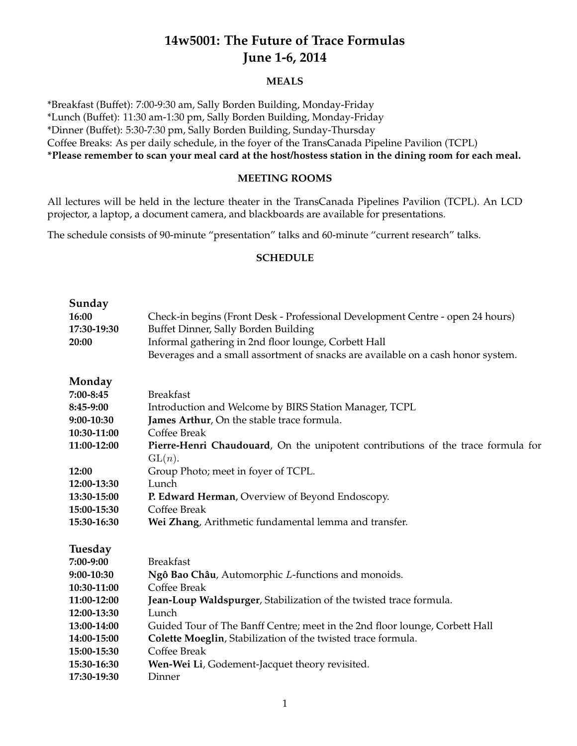# 14w5001: The Future of Trace Formulas
# June 1-6, 2014

## MEALS

*Breakfast (Buffet): 7:00-9:30 am, Sally Borden Building, Monday-Friday
*Lunch (Buffet): 11:30 am-1:30 pm, Sally Borden Building, Monday-Friday
*Dinner (Buffet): 5:30-7:30 pm, Sally Borden Building, Sunday-Thursday
Coffee Breaks: As per daily schedule, in the foyer of the TransCanada Pipeline Pavilion (TCPL)
**\*Please remember to scan your meal card at the host/hostess station in the dining room for each meal.**

## MEETING ROOMS

All lectures will be held in the lecture theater in the TransCanada Pipelines Pavilion (TCPL). An LCD projector, a laptop, a document camera, and blackboards are available for presentations.

The schedule consists of 90-minute "presentation" talks and 60-minute "current research" talks.

## SCHEDULE

### Sunday

| | |
|---|---|
| **16:00** | Check-in begins (Front Desk - Professional Development Centre - open 24 hours) |
| **17:30-19:30** | Buffet Dinner, Sally Borden Building |
| **20:00** | Informal gathering in 2nd floor lounge, Corbett Hall<br>Beverages and a small assortment of snacks are available on a cash honor system. |

### Monday

| | |
|---|---|
| **7:00-8:45** | Breakfast |
| **8:45-9:00** | Introduction and Welcome by BIRS Station Manager, TCPL |
| **9:00-10:30** | **James Arthur**, On the stable trace formula. |
| **10:30-11:00** | Coffee Break |
| **11:00-12:00** | **Pierre-Henri Chaudouard**, On the unipotent contributions of the trace formula for $\mathrm{GL}(n)$. |
| **12:00** | Group Photo; meet in foyer of TCPL. |
| **12:00-13:30** | Lunch |
| **13:30-15:00** | **P. Edward Herman**, Overview of Beyond Endoscopy. |
| **15:00-15:30** | Coffee Break |
| **15:30-16:30** | **Wei Zhang**, Arithmetic fundamental lemma and transfer. |

### Tuesday

| | |
|---|---|
| **7:00-9:00** | Breakfast |
| **9:00-10:30** | **Ngô Bao Châu**, Automorphic $L$-functions and monoids. |
| **10:30-11:00** | Coffee Break |
| **11:00-12:00** | **Jean-Loup Waldspurger**, Stabilization of the twisted trace formula. |
| **12:00-13:30** | Lunch |
| **13:00-14:00** | Guided Tour of The Banff Centre; meet in the 2nd floor lounge, Corbett Hall |
| **14:00-15:00** | **Colette Moeglin**, Stabilization of the twisted trace formula. |
| **15:00-15:30** | Coffee Break |
| **15:30-16:30** | **Wen-Wei Li**, Godement-Jacquet theory revisited. |
| **17:30-19:30** | Dinner |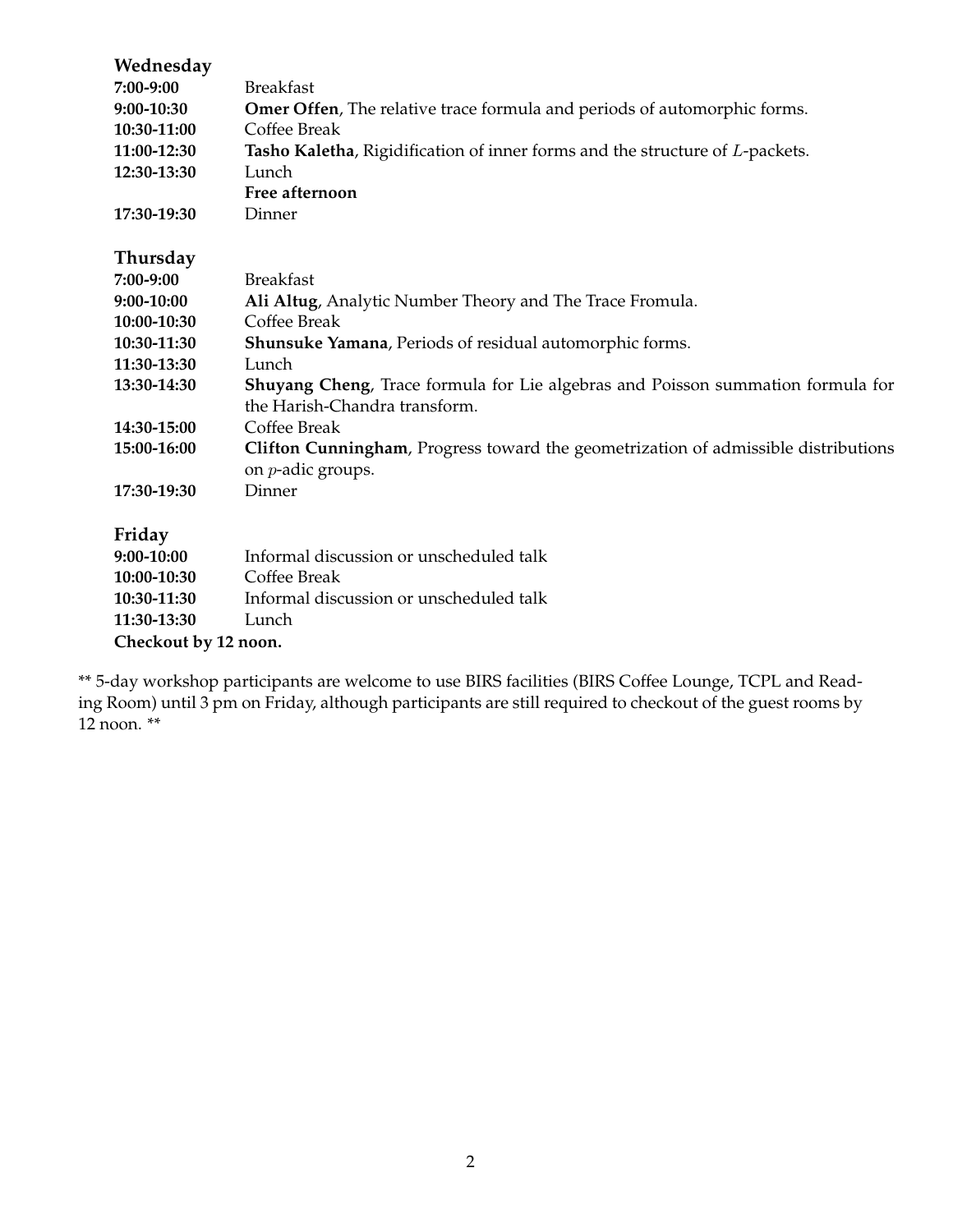## Wednesday

| | |
|---|---|
| **7:00-9:00** | Breakfast |
| **9:00-10:30** | **Omer Offen**, The relative trace formula and periods of automorphic forms. |
| **10:30-11:00** | Coffee Break |
| **11:00-12:30** | **Tasho Kaletha**, Rigidification of inner forms and the structure of $L$-packets. |
| **12:30-13:30** | Lunch |
| | **Free afternoon** |
| **17:30-19:30** | Dinner |

## Thursday

| | |
|---|---|
| **7:00-9:00** | Breakfast |
| **9:00-10:00** | **Ali Altug**, Analytic Number Theory and The Trace Fromula. |
| **10:00-10:30** | Coffee Break |
| **10:30-11:30** | **Shunsuke Yamana**, Periods of residual automorphic forms. |
| **11:30-13:30** | Lunch |
| **13:30-14:30** | **Shuyang Cheng**, Trace formula for Lie algebras and Poisson summation formula for the Harish-Chandra transform. |
| **14:30-15:00** | Coffee Break |
| **15:00-16:00** | **Clifton Cunningham**, Progress toward the geometrization of admissible distributions on $p$-adic groups. |
| **17:30-19:30** | Dinner |

## Friday

| | |
|---|---|
| **9:00-10:00** | Informal discussion or unscheduled talk |
| **10:00-10:30** | Coffee Break |
| **10:30-11:30** | Informal discussion or unscheduled talk |
| **11:30-13:30** | Lunch |

**Checkout by 12 noon.**

** 5-day workshop participants are welcome to use BIRS facilities (BIRS Coffee Lounge, TCPL and Reading Room) until 3 pm on Friday, although participants are still required to checkout of the guest rooms by 12 noon. **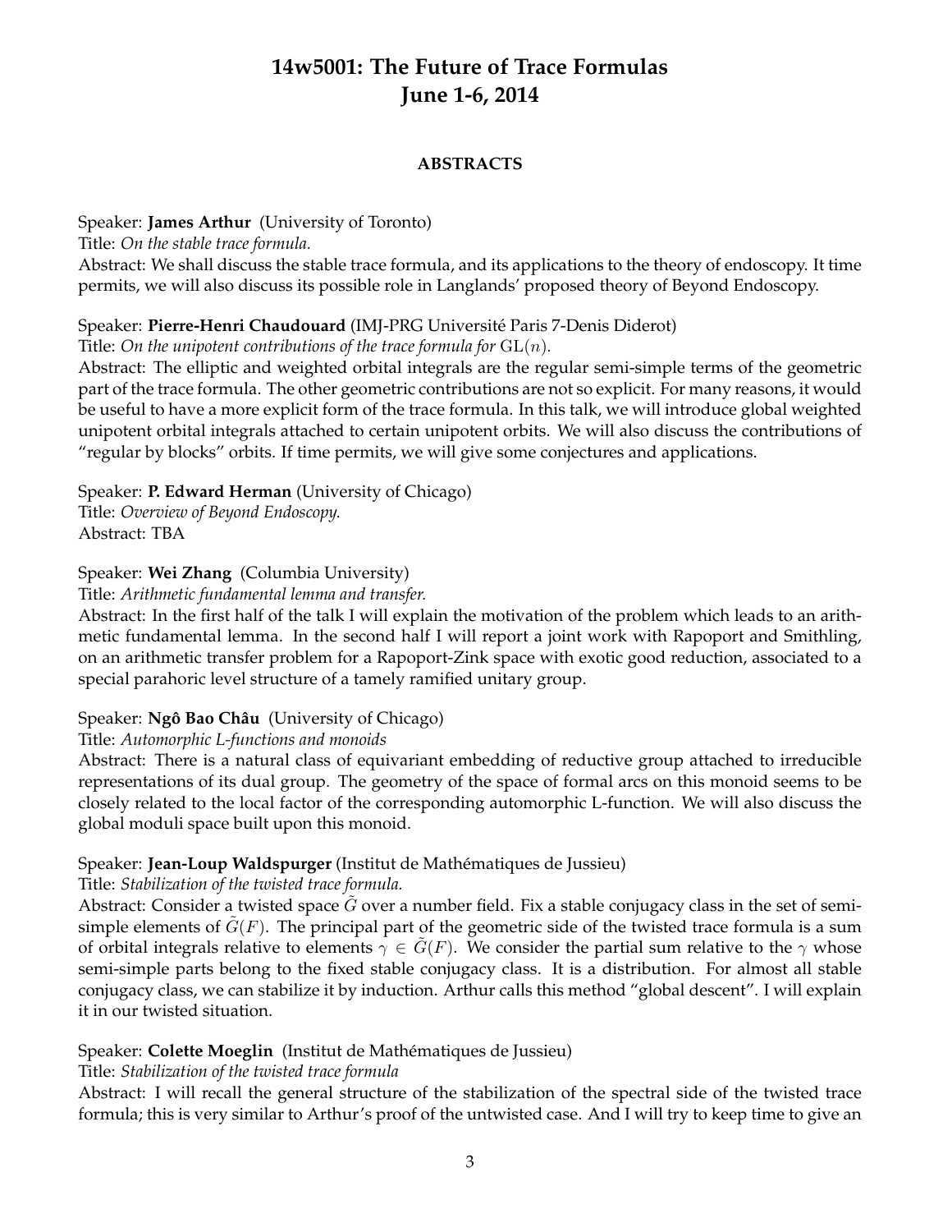# 14w5001: The Future of Trace Formulas
## June 1-6, 2014

### ABSTRACTS

Speaker: **James Arthur** (University of Toronto)
Title: *On the stable trace formula.*
Abstract: We shall discuss the stable trace formula, and its applications to the theory of endoscopy. It time permits, we will also discuss its possible role in Langlands' proposed theory of Beyond Endoscopy.

Speaker: **Pierre-Henri Chaudouard** (IMJ-PRG Université Paris 7-Denis Diderot)
Title: *On the unipotent contributions of the trace formula for* $\mathrm{GL}(n)$*.*
Abstract: The elliptic and weighted orbital integrals are the regular semi-simple terms of the geometric part of the trace formula. The other geometric contributions are not so explicit. For many reasons, it would be useful to have a more explicit form of the trace formula. In this talk, we will introduce global weighted unipotent orbital integrals attached to certain unipotent orbits. We will also discuss the contributions of "regular by blocks" orbits. If time permits, we will give some conjectures and applications.

Speaker: **P. Edward Herman** (University of Chicago)
Title: *Overview of Beyond Endoscopy.*
Abstract: TBA

Speaker: **Wei Zhang** (Columbia University)
Title: *Arithmetic fundamental lemma and transfer.*
Abstract: In the first half of the talk I will explain the motivation of the problem which leads to an arithmetic fundamental lemma. In the second half I will report a joint work with Rapoport and Smithling, on an arithmetic transfer problem for a Rapoport-Zink space with exotic good reduction, associated to a special parahoric level structure of a tamely ramified unitary group.

Speaker: **Ngô Bao Châu** (University of Chicago)
Title: *Automorphic L-functions and monoids*
Abstract: There is a natural class of equivariant embedding of reductive group attached to irreducible representations of its dual group. The geometry of the space of formal arcs on this monoid seems to be closely related to the local factor of the corresponding automorphic L-function. We will also discuss the global moduli space built upon this monoid.

Speaker: **Jean-Loup Waldspurger** (Institut de Mathématiques de Jussieu)
Title: *Stabilization of the twisted trace formula.*
Abstract: Consider a twisted space $\tilde{G}$ over a number field. Fix a stable conjugacy class in the set of semi-simple elements of $\tilde{G}(F)$. The principal part of the geometric side of the twisted trace formula is a sum of orbital integrals relative to elements $\gamma \in \tilde{G}(F)$. We consider the partial sum relative to the $\gamma$ whose semi-simple parts belong to the fixed stable conjugacy class. It is a distribution. For almost all stable conjugacy class, we can stabilize it by induction. Arthur calls this method "global descent". I will explain it in our twisted situation.

Speaker: **Colette Moeglin** (Institut de Mathématiques de Jussieu)
Title: *Stabilization of the twisted trace formula*
Abstract: I will recall the general structure of the stabilization of the spectral side of the twisted trace formula; this is very similar to Arthur's proof of the untwisted case. And I will try to keep time to give an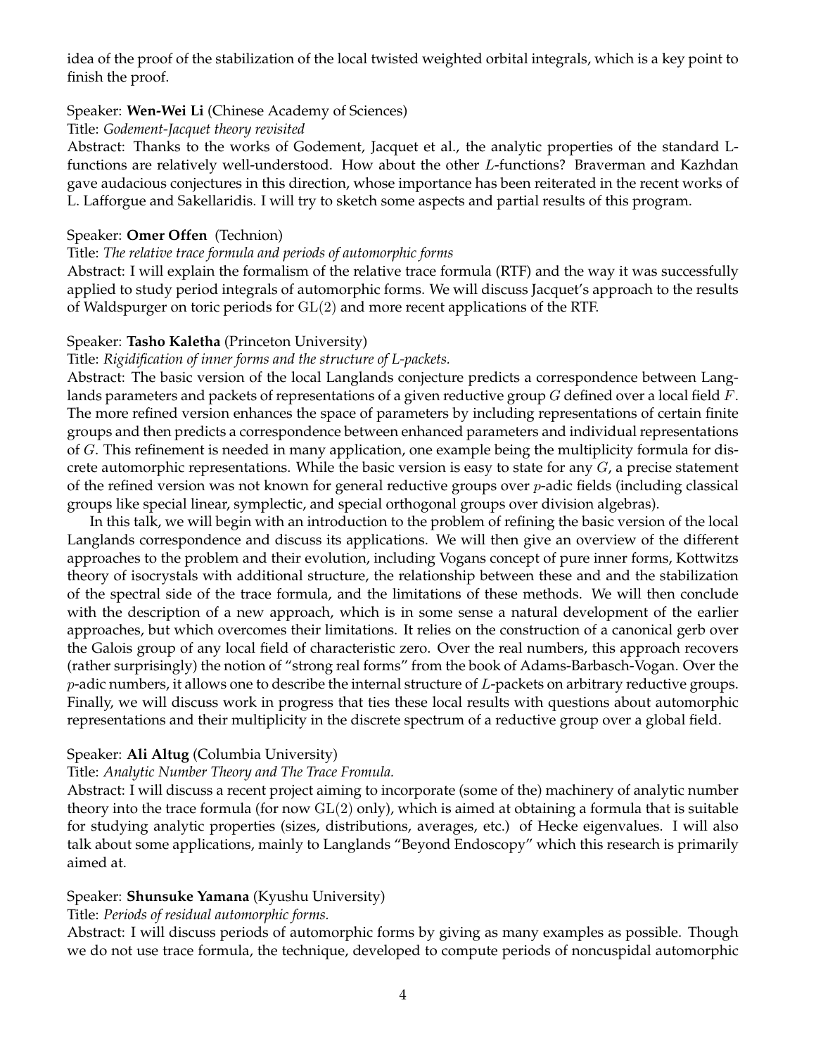idea of the proof of the stabilization of the local twisted weighted orbital integrals, which is a key point to finish the proof.

Speaker: **Wen-Wei Li** (Chinese Academy of Sciences)

Title: *Godement-Jacquet theory revisited*

Abstract: Thanks to the works of Godement, Jacquet et al., the analytic properties of the standard L-functions are relatively well-understood. How about the other $L$-functions? Braverman and Kazhdan gave audacious conjectures in this direction, whose importance has been reiterated in the recent works of L. Lafforgue and Sakellaridis. I will try to sketch some aspects and partial results of this program.

Speaker: **Omer Offen** (Technion)

Title: *The relative trace formula and periods of automorphic forms*

Abstract: I will explain the formalism of the relative trace formula (RTF) and the way it was successfully applied to study period integrals of automorphic forms. We will discuss Jacquet's approach to the results of Waldspurger on toric periods for $\mathrm{GL}(2)$ and more recent applications of the RTF.

Speaker: **Tasho Kaletha** (Princeton University)

Title: *Rigidification of inner forms and the structure of L-packets.*

Abstract: The basic version of the local Langlands conjecture predicts a correspondence between Langlands parameters and packets of representations of a given reductive group $G$ defined over a local field $F$. The more refined version enhances the space of parameters by including representations of certain finite groups and then predicts a correspondence between enhanced parameters and individual representations of $G$. This refinement is needed in many application, one example being the multiplicity formula for discrete automorphic representations. While the basic version is easy to state for any $G$, a precise statement of the refined version was not known for general reductive groups over $p$-adic fields (including classical groups like special linear, symplectic, and special orthogonal groups over division algebras).

In this talk, we will begin with an introduction to the problem of refining the basic version of the local Langlands correspondence and discuss its applications. We will then give an overview of the different approaches to the problem and their evolution, including Vogans concept of pure inner forms, Kottwitzs theory of isocrystals with additional structure, the relationship between these and and the stabilization of the spectral side of the trace formula, and the limitations of these methods. We will then conclude with the description of a new approach, which is in some sense a natural development of the earlier approaches, but which overcomes their limitations. It relies on the construction of a canonical gerb over the Galois group of any local field of characteristic zero. Over the real numbers, this approach recovers (rather surprisingly) the notion of "strong real forms" from the book of Adams-Barbasch-Vogan. Over the $p$-adic numbers, it allows one to describe the internal structure of $L$-packets on arbitrary reductive groups. Finally, we will discuss work in progress that ties these local results with questions about automorphic representations and their multiplicity in the discrete spectrum of a reductive group over a global field.

Speaker: **Ali Altug** (Columbia University)

Title: *Analytic Number Theory and The Trace Fromula.*

Abstract: I will discuss a recent project aiming to incorporate (some of the) machinery of analytic number theory into the trace formula (for now $\mathrm{GL}(2)$ only), which is aimed at obtaining a formula that is suitable for studying analytic properties (sizes, distributions, averages, etc.) of Hecke eigenvalues. I will also talk about some applications, mainly to Langlands "Beyond Endoscopy" which this research is primarily aimed at.

Speaker: **Shunsuke Yamana** (Kyushu University)

Title: *Periods of residual automorphic forms.*

Abstract: I will discuss periods of automorphic forms by giving as many examples as possible. Though we do not use trace formula, the technique, developed to compute periods of noncuspidal automorphic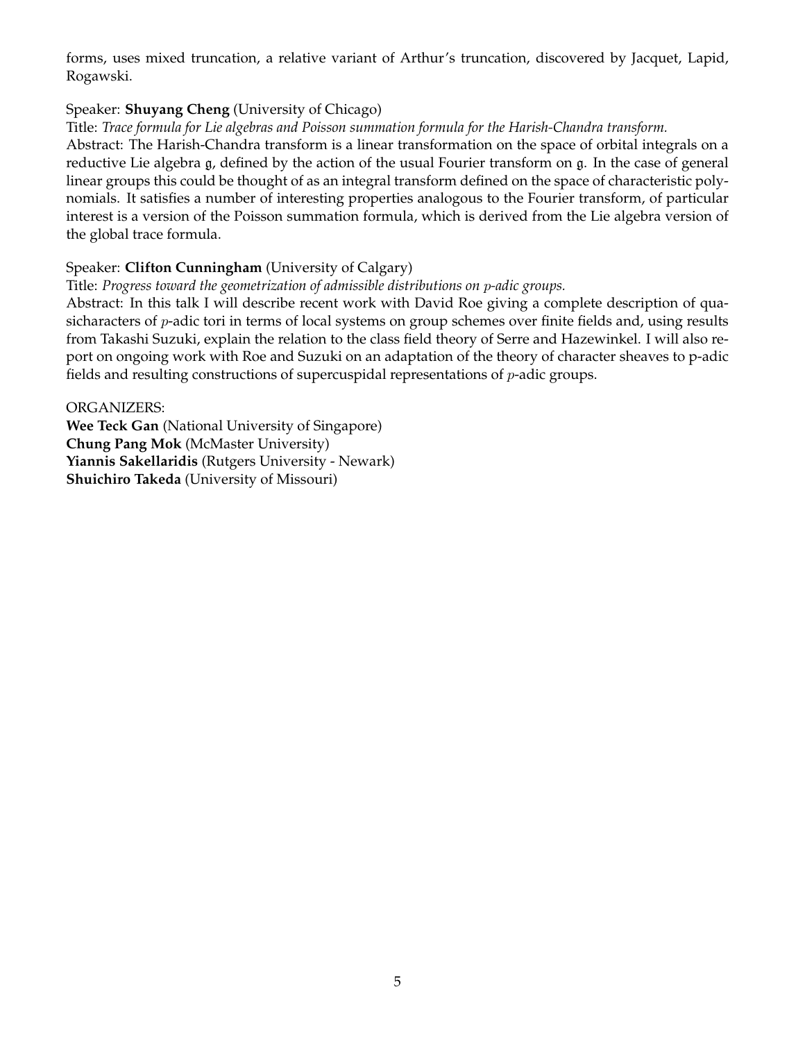forms, uses mixed truncation, a relative variant of Arthur's truncation, discovered by Jacquet, Lapid, Rogawski.

Speaker: **Shuyang Cheng** (University of Chicago)

Title: *Trace formula for Lie algebras and Poisson summation formula for the Harish-Chandra transform.*

Abstract: The Harish-Chandra transform is a linear transformation on the space of orbital integrals on a reductive Lie algebra $\mathfrak{g}$, defined by the action of the usual Fourier transform on $\mathfrak{g}$. In the case of general linear groups this could be thought of as an integral transform defined on the space of characteristic polynomials. It satisfies a number of interesting properties analogous to the Fourier transform, of particular interest is a version of the Poisson summation formula, which is derived from the Lie algebra version of the global trace formula.

Speaker: **Clifton Cunningham** (University of Calgary)

Title: *Progress toward the geometrization of admissible distributions on $p$-adic groups.*

Abstract: In this talk I will describe recent work with David Roe giving a complete description of quasicharacters of $p$-adic tori in terms of local systems on group schemes over finite fields and, using results from Takashi Suzuki, explain the relation to the class field theory of Serre and Hazewinkel. I will also report on ongoing work with Roe and Suzuki on an adaptation of the theory of character sheaves to p-adic fields and resulting constructions of supercuspidal representations of $p$-adic groups.

ORGANIZERS:

**Wee Teck Gan** (National University of Singapore)
**Chung Pang Mok** (McMaster University)
**Yiannis Sakellaridis** (Rutgers University - Newark)
**Shuichiro Takeda** (University of Missouri)